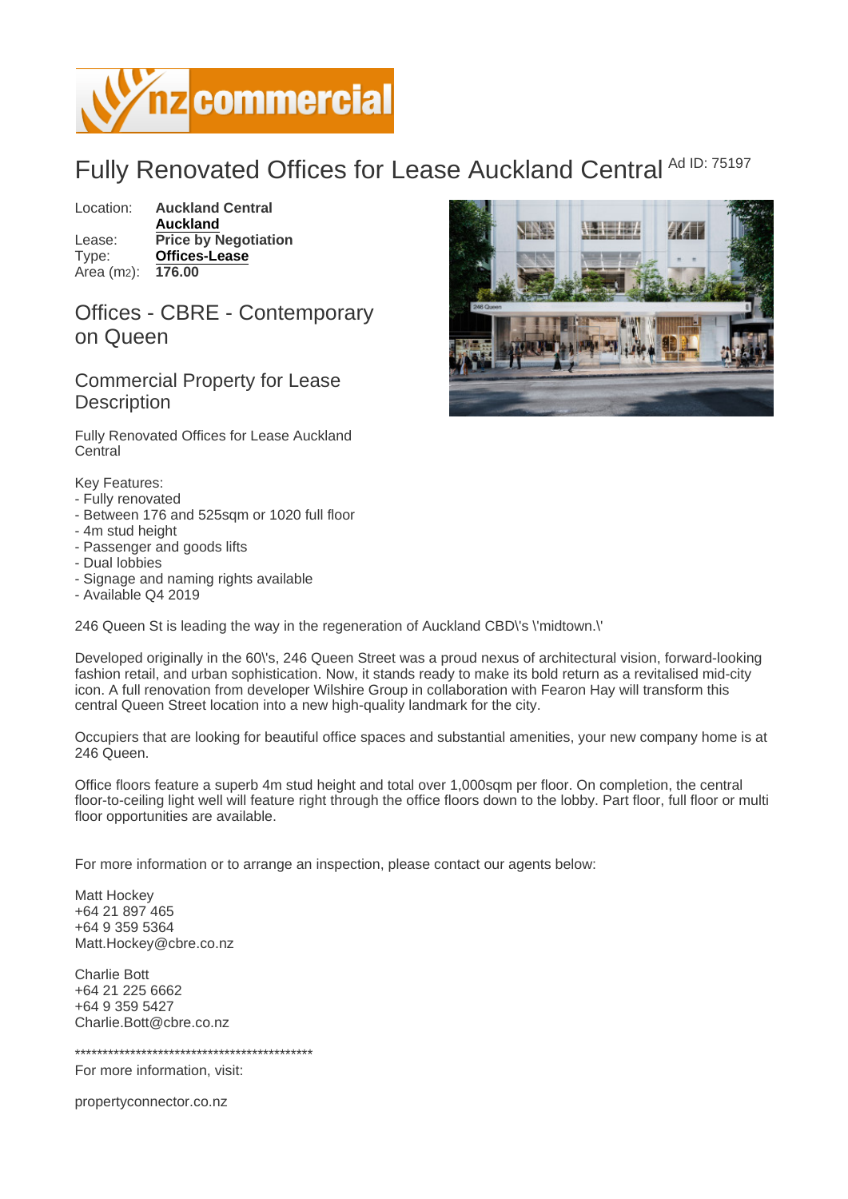# Fully Renovated Offices for Lease Auckland Central

Ad ID: 75197

Location: **Auckland Central**
**Auckland**
Lease: **Price by Negotiation**
Type: **Offices-Lease**
Area ($m^2$): **176.00**

## Offices - CBRE - Contemporary on Queen

## Commercial Property for Lease Description

Fully Renovated Offices for Lease Auckland Central

Key Features:
- Fully renovated
- Between 176 and 525sqm or 1020 full floor
- 4m stud height
- Passenger and goods lifts
- Dual lobbies
- Signage and naming rights available
- Available Q4 2019

246 Queen St is leading the way in the regeneration of Auckland CBD\'s \'midtown.\'

Developed originally in the 60\'s, 246 Queen Street was a proud nexus of architectural vision, forward-looking fashion retail, and urban sophistication. Now, it stands ready to make its bold return as a revitalised mid-city icon. A full renovation from developer Wilshire Group in collaboration with Fearon Hay will transform this central Queen Street location into a new high-quality landmark for the city.

Occupiers that are looking for beautiful office spaces and substantial amenities, your new company home is at 246 Queen.

Office floors feature a superb 4m stud height and total over 1,000sqm per floor. On completion, the central floor-to-ceiling light well will feature right through the office floors down to the lobby. Part floor, full floor or multi floor opportunities are available.

For more information or to arrange an inspection, please contact our agents below:

Matt Hockey
+64 21 897 465
+64 9 359 5364
Matt.Hockey@cbre.co.nz

Charlie Bott
+64 21 225 6662
+64 9 359 5427
Charlie.Bott@cbre.co.nz

*********************************************
For more information, visit:

propertyconnector.co.nz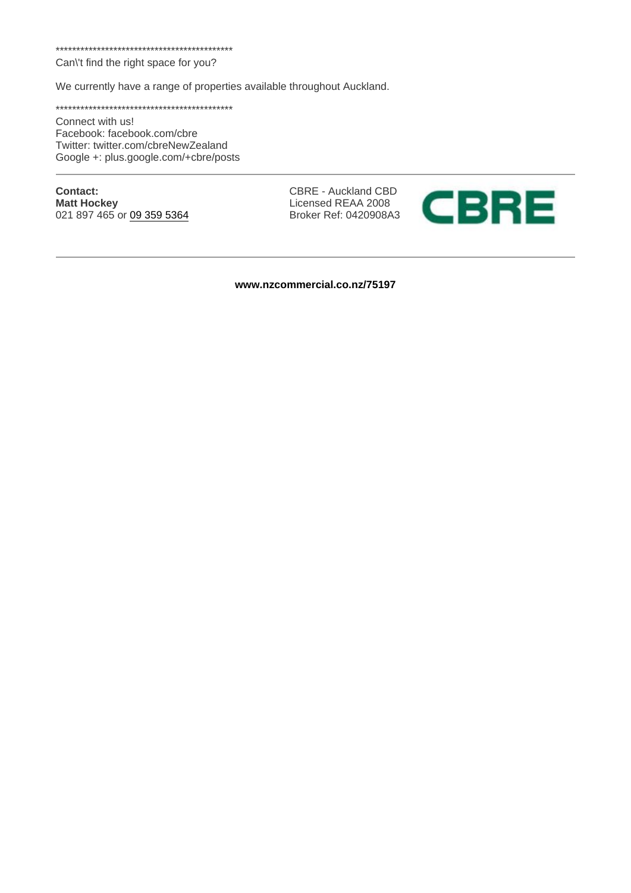********************************************
Can\'t find the right space for you?

We currently have a range of properties available throughout Auckland.

********************************************
Connect with us!
Facebook: facebook.com/cbre
Twitter: twitter.com/cbreNewZealand
Google +: plus.google.com/+cbre/posts

---

**Contact:**
**Matt Hockey**
021 897 465 or 09 359 5364

CBRE - Auckland CBD
Licensed REAA 2008
Broker Ref: 0420908A3

CBRE

---

**www.nzcommercial.co.nz/75197**